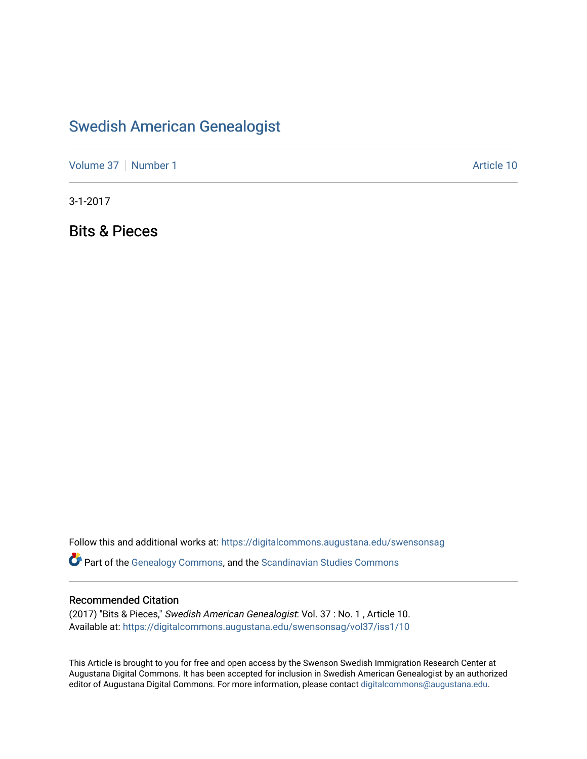# Swedish American Genealogist

Volume 37 | Number 1 Article 10

3-1-2017

## Bits & Pieces

Follow this and additional works at: https://digitalcommons.augustana.edu/swensonsag

Part of the Genealogy Commons, and the Scandinavian Studies Commons

### Recommended Citation

(2017) "Bits & Pieces," *Swedish American Genealogist*: Vol. 37 : No. 1 , Article 10.
Available at: https://digitalcommons.augustana.edu/swensonsag/vol37/iss1/10

This Article is brought to you for free and open access by the Swenson Swedish Immigration Research Center at Augustana Digital Commons. It has been accepted for inclusion in Swedish American Genealogist by an authorized editor of Augustana Digital Commons. For more information, please contact digitalcommons@augustana.edu.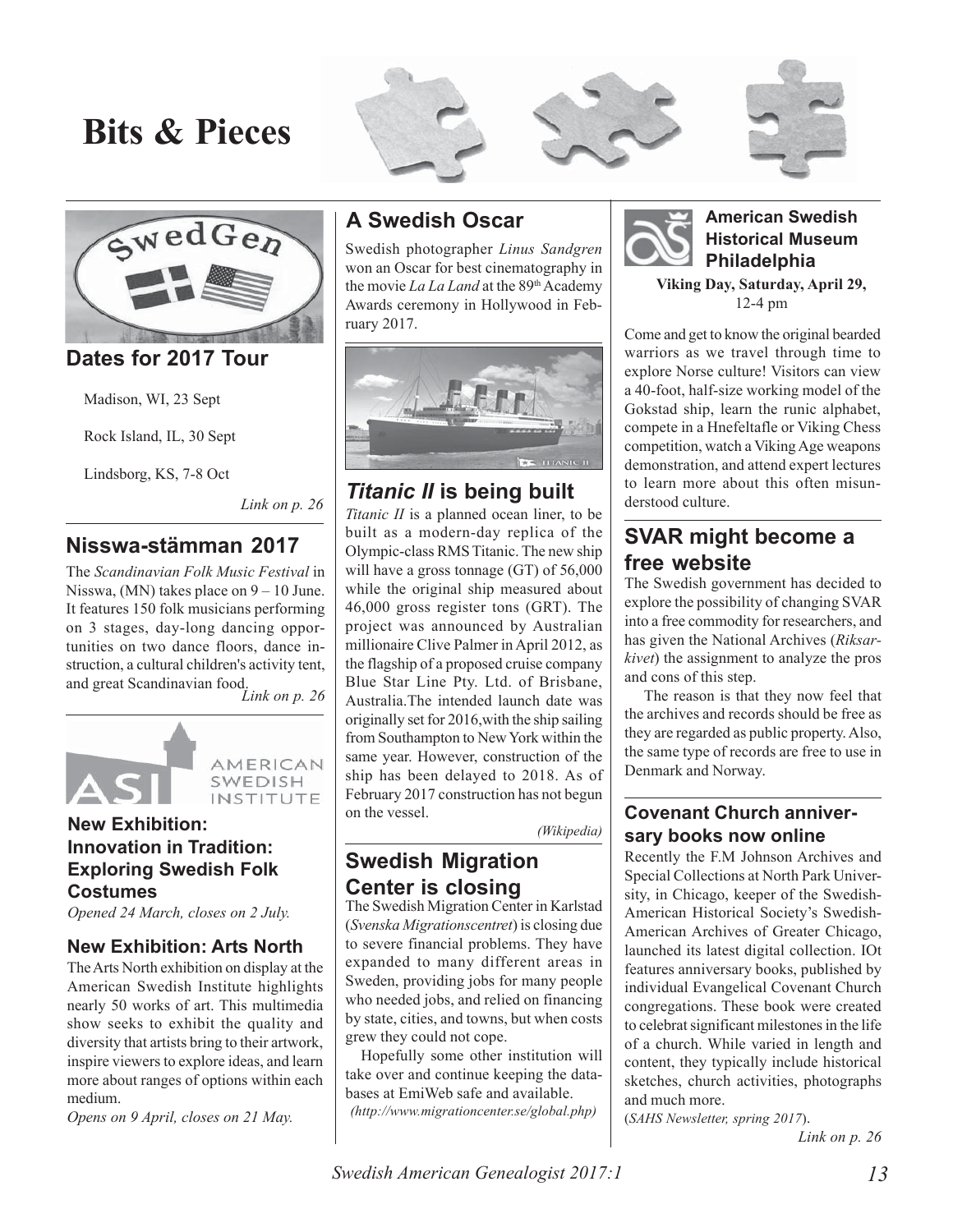# Bits & Pieces

## Dates for 2017 Tour

Madison, WI, 23 Sept

Rock Island, IL, 30 Sept

Lindsborg, KS, 7-8 Oct

*Link on p. 26*

## Nisswa-stämman 2017

The *Scandinavian Folk Music Festival* in Nisswa, (MN) takes place on 9 – 10 June. It features 150 folk musicians performing on 3 stages, day-long dancing opportunities on two dance floors, dance instruction, a cultural children's activity tent, and great Scandinavian food.

*Link on p. 26*

AMERICAN SWEDISH INSTITUTE

### New Exhibition: Innovation in Tradition: Exploring Swedish Folk Costumes

*Opened 24 March, closes on 2 July.*

### New Exhibition: Arts North

The Arts North exhibition on display at the American Swedish Institute highlights nearly 50 works of art. This multimedia show seeks to exhibit the quality and diversity that artists bring to their artwork, inspire viewers to explore ideas, and learn more about ranges of options within each medium.

*Opens on 9 April, closes on 21 May.*

## A Swedish Oscar

Swedish photographer *Linus Sandgren* won an Oscar for best cinematography in the movie *La La Land* at the 89th Academy Awards ceremony in Hollywood in February 2017.

## *Titanic II* is being built

*Titanic II* is a planned ocean liner, to be built as a modern-day replica of the Olympic-class RMS Titanic. The new ship will have a gross tonnage (GT) of 56,000 while the original ship measured about 46,000 gross register tons (GRT). The project was announced by Australian millionaire Clive Palmer in April 2012, as the flagship of a proposed cruise company Blue Star Line Pty. Ltd. of Brisbane, Australia.The intended launch date was originally set for 2016,with the ship sailing from Southampton to New York within the same year. However, construction of the ship has been delayed to 2018. As of February 2017 construction has not begun on the vessel.

*(Wikipedia)*

## Swedish Migration Center is closing

The Swedish Migration Center in Karlstad (*Svenska Migrationscentret*) is closing due to severe financial problems. They have expanded to many different areas in Sweden, providing jobs for many people who needed jobs, and relied on financing by state, cities, and towns, but when costs grew they could not cope.

Hopefully some other institution will take over and continue keeping the databases at EmiWeb safe and available.

*(http://www.migrationcenter.se/global.php)*

## American Swedish Historical Museum Philadelphia

**Viking Day, Saturday, April 29,** 12-4 pm

Come and get to know the original bearded warriors as we travel through time to explore Norse culture! Visitors can view a 40-foot, half-size working model of the Gokstad ship, learn the runic alphabet, compete in a Hnefeltafle or Viking Chess competition, watch a Viking Age weapons demonstration, and attend expert lectures to learn more about this often misunderstood culture.

## SVAR might become a free website

The Swedish government has decided to explore the possibility of changing SVAR into a free commodity for researchers, and has given the National Archives (*Riksarkivet*) the assignment to analyze the pros and cons of this step.

The reason is that they now feel that the archives and records should be free as they are regarded as public property. Also, the same type of records are free to use in Denmark and Norway.

### Covenant Church anniversary books now online

Recently the F.M Johnson Archives and Special Collections at North Park University, in Chicago, keeper of the Swedish-American Historical Society's Swedish-American Archives of Greater Chicago, launched its latest digital collection. IOt features anniversary books, published by individual Evangelical Covenant Church congregations. These book were created to celebrat significant milestones in the life of a church. While varied in length and content, they typically include historical sketches, church activities, photographs and much more.

(*SAHS Newsletter, spring 2017*).

*Link on p. 26*